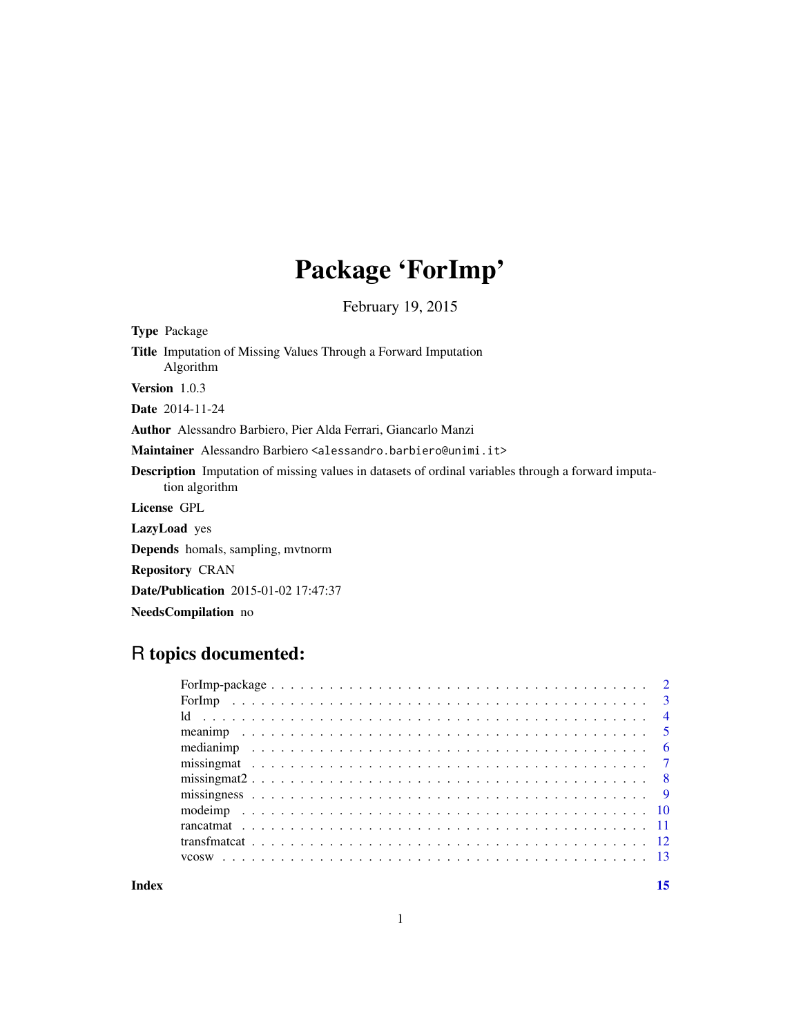# Package 'ForImp'

February 19, 2015

**Type** Package

**Title** Imputation of Missing Values Through a Forward Imputation Algorithm

**Version** 1.0.3

**Date** 2014-11-24

**Author** Alessandro Barbiero, Pier Alda Ferrari, Giancarlo Manzi

**Maintainer** Alessandro Barbiero <alessandro.barbiero@unimi.it>

**Description** Imputation of missing values in datasets of ordinal variables through a forward imputation algorithm

**License** GPL

**LazyLoad** yes

**Depends** homals, sampling, mvtnorm

**Repository** CRAN

**Date/Publication** 2015-01-02 17:47:37

**NeedsCompilation** no

## R topics documented:

- ForImp-package . . . . . . . . . . . . . . . . . . . . . . . . . . . . . . . . . . . . . . . 2
- ForImp . . . . . . . . . . . . . . . . . . . . . . . . . . . . . . . . . . . . . . . . . . . . 3
- ld . . . . . . . . . . . . . . . . . . . . . . . . . . . . . . . . . . . . . . . . . . . . . . . 4
- meanimp . . . . . . . . . . . . . . . . . . . . . . . . . . . . . . . . . . . . . . . . . . . 5
- medianimp . . . . . . . . . . . . . . . . . . . . . . . . . . . . . . . . . . . . . . . . . . 6
- missingmat . . . . . . . . . . . . . . . . . . . . . . . . . . . . . . . . . . . . . . . . . . 7
- missingmat2 . . . . . . . . . . . . . . . . . . . . . . . . . . . . . . . . . . . . . . . . . 8
- missingness . . . . . . . . . . . . . . . . . . . . . . . . . . . . . . . . . . . . . . . . . 9
- modeimp . . . . . . . . . . . . . . . . . . . . . . . . . . . . . . . . . . . . . . . . . . . 10
- rancatmat . . . . . . . . . . . . . . . . . . . . . . . . . . . . . . . . . . . . . . . . . . 11
- transfmatcat . . . . . . . . . . . . . . . . . . . . . . . . . . . . . . . . . . . . . . . . . 12
- vcosw . . . . . . . . . . . . . . . . . . . . . . . . . . . . . . . . . . . . . . . . . . . . . 13

**Index** 15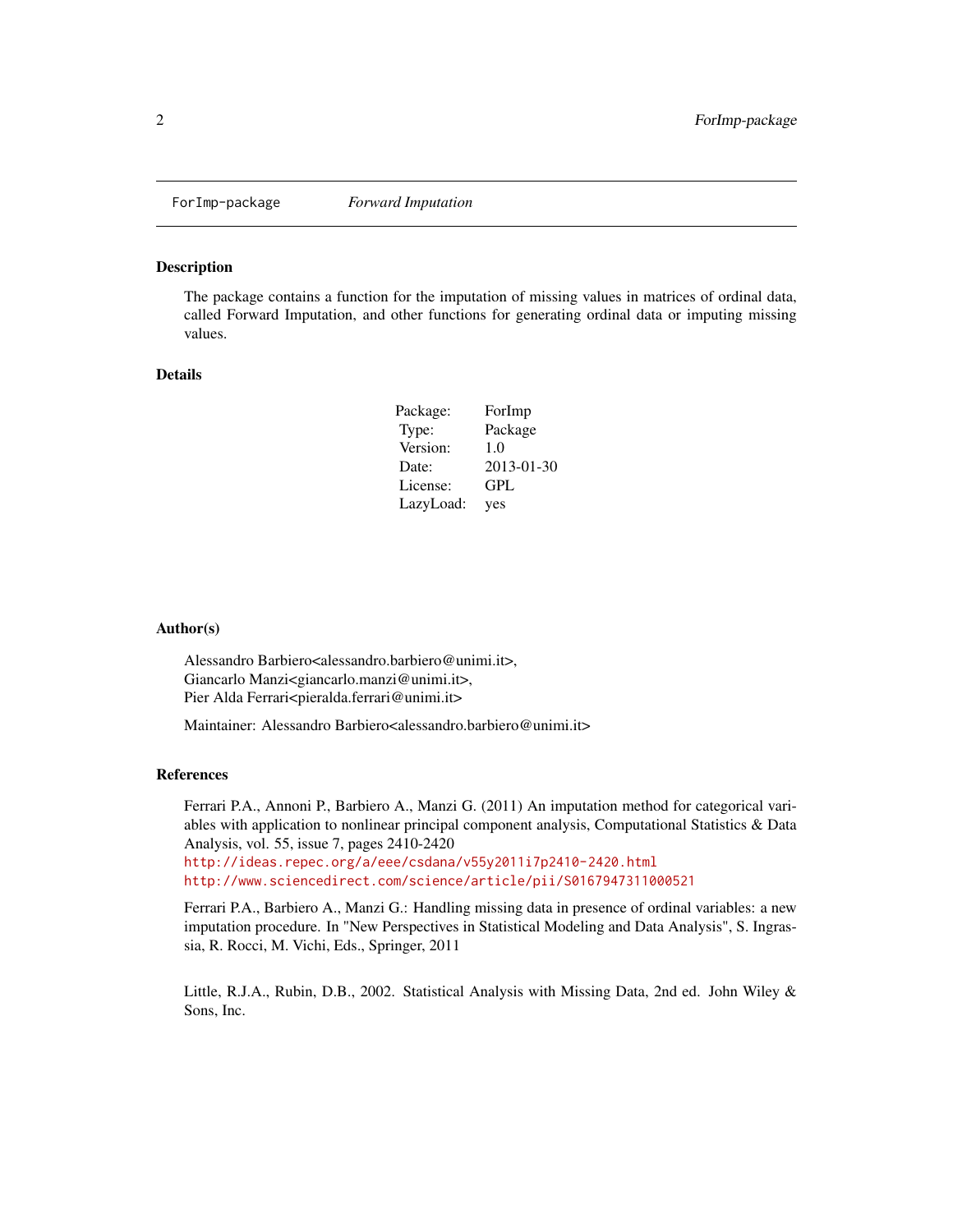ForImp-package *Forward Imputation*

## Description

The package contains a function for the imputation of missing values in matrices of ordinal data, called Forward Imputation, and other functions for generating ordinal data or imputing missing values.

## Details

| | |
|---|---|
| Package: | ForImp |
| Type: | Package |
| Version: | 1.0 |
| Date: | 2013-01-30 |
| License: | GPL |
| LazyLoad: | yes |

## Author(s)

Alessandro Barbiero<alessandro.barbiero@unimi.it>,
Giancarlo Manzi<giancarlo.manzi@unimi.it>,
Pier Alda Ferrari<pieralda.ferrari@unimi.it>

Maintainer: Alessandro Barbiero<alessandro.barbiero@unimi.it>

## References

Ferrari P.A., Annoni P., Barbiero A., Manzi G. (2011) An imputation method for categorical variables with application to nonlinear principal component analysis, Computational Statistics & Data Analysis, vol. 55, issue 7, pages 2410-2420
http://ideas.repec.org/a/eee/csdana/v55y2011i7p2410-2420.html
http://www.sciencedirect.com/science/article/pii/S0167947311000521

Ferrari P.A., Barbiero A., Manzi G.: Handling missing data in presence of ordinal variables: a new imputation procedure. In "New Perspectives in Statistical Modeling and Data Analysis", S. Ingrassia, R. Rocci, M. Vichi, Eds., Springer, 2011

Little, R.J.A., Rubin, D.B., 2002. Statistical Analysis with Missing Data, 2nd ed. John Wiley & Sons, Inc.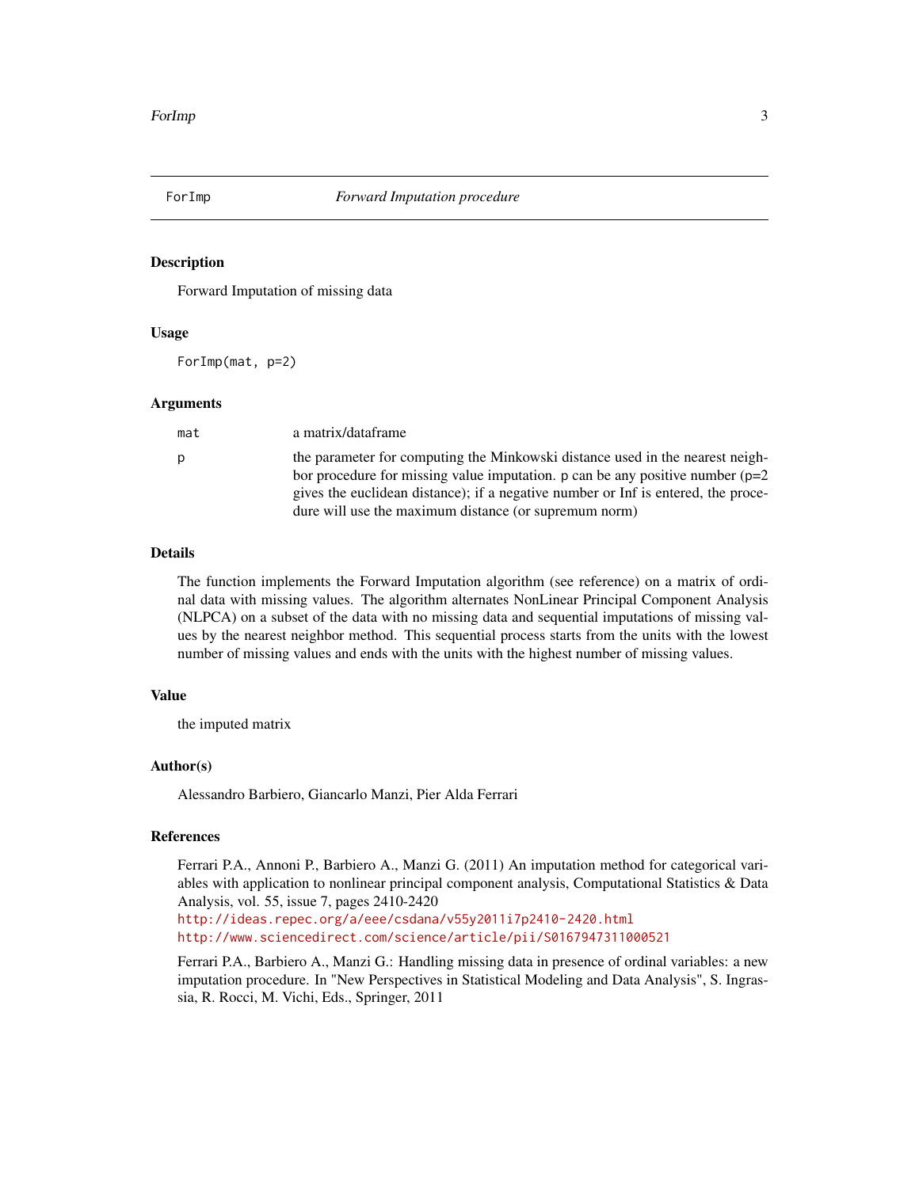# ForImp — *Forward Imputation procedure*

## Description

Forward Imputation of missing data

## Usage

```
ForImp(mat, p=2)
```

## Arguments

| | |
|---|---|
| `mat` | a matrix/dataframe |
| `p` | the parameter for computing the Minkowski distance used in the nearest neighbor procedure for missing value imputation. `p` can be any positive number (p=2 gives the euclidean distance); if a negative number or Inf is entered, the procedure will use the maximum distance (or supremum norm) |

## Details

The function implements the Forward Imputation algorithm (see reference) on a matrix of ordinal data with missing values. The algorithm alternates NonLinear Principal Component Analysis (NLPCA) on a subset of the data with no missing data and sequential imputations of missing values by the nearest neighbor method. This sequential process starts from the units with the lowest number of missing values and ends with the units with the highest number of missing values.

## Value

the imputed matrix

## Author(s)

Alessandro Barbiero, Giancarlo Manzi, Pier Alda Ferrari

## References

Ferrari P.A., Annoni P., Barbiero A., Manzi G. (2011) An imputation method for categorical variables with application to nonlinear principal component analysis, Computational Statistics & Data Analysis, vol. 55, issue 7, pages 2410-2420
http://ideas.repec.org/a/eee/csdana/v55y2011i7p2410-2420.html
http://www.sciencedirect.com/science/article/pii/S0167947311000521

Ferrari P.A., Barbiero A., Manzi G.: Handling missing data in presence of ordinal variables: a new imputation procedure. In "New Perspectives in Statistical Modeling and Data Analysis", S. Ingrassia, R. Rocci, M. Vichi, Eds., Springer, 2011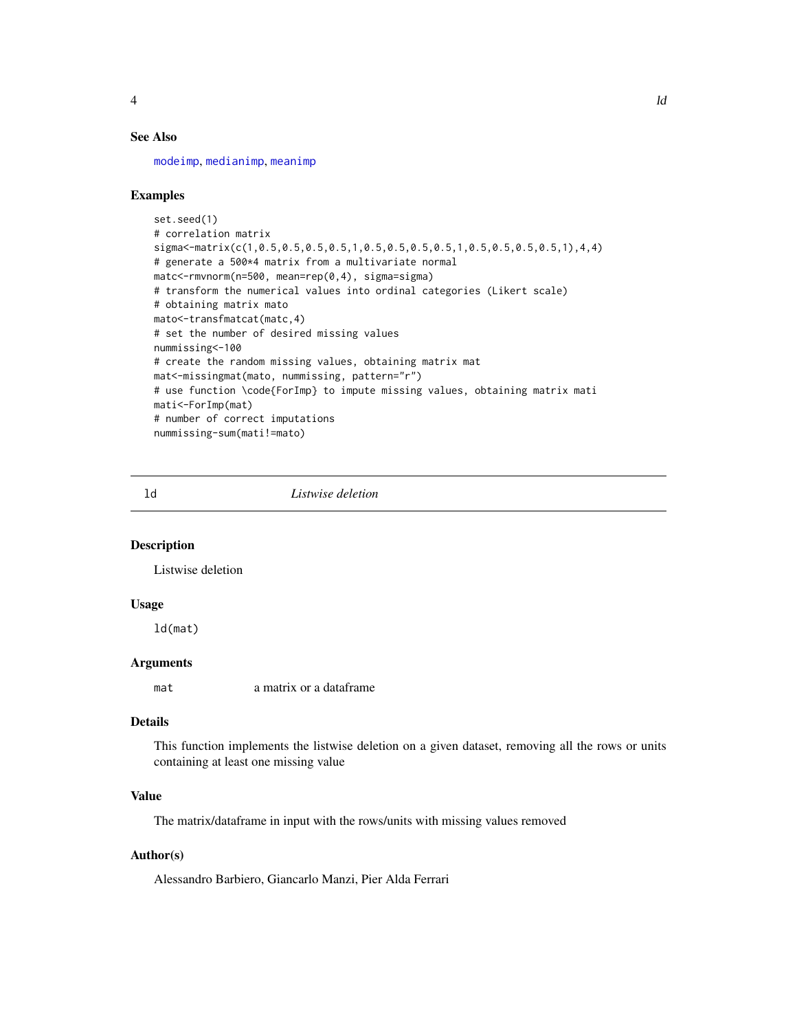### See Also

modeimp, medianimp, meanimp

### Examples

```
set.seed(1)
# correlation matrix
sigma<-matrix(c(1,0.5,0.5,0.5,0.5,1,0.5,0.5,0.5,0.5,1,0.5,0.5,0.5,0.5,1),4,4)
# generate a 500*4 matrix from a multivariate normal
matc<-rmvnorm(n=500, mean=rep(0,4), sigma=sigma)
# transform the numerical values into ordinal categories (Likert scale)
# obtaining matrix mato
mato<-transfmatcat(matc,4)
# set the number of desired missing values
nummissing<-100
# create the random missing values, obtaining matrix mat
mat<-missingmat(mato, nummissing, pattern="r")
# use function \code{ForImp} to impute missing values, obtaining matrix mati
mati<-ForImp(mat)
# number of correct imputations
nummissing-sum(mati!=mato)
```

---

## ld *Listwise deletion*

### Description

Listwise deletion

### Usage

```
ld(mat)
```

### Arguments

| | |
|---|---|
| mat | a matrix or a dataframe |

### Details

This function implements the listwise deletion on a given dataset, removing all the rows or units containing at least one missing value

### Value

The matrix/dataframe in input with the rows/units with missing values removed

### Author(s)

Alessandro Barbiero, Giancarlo Manzi, Pier Alda Ferrari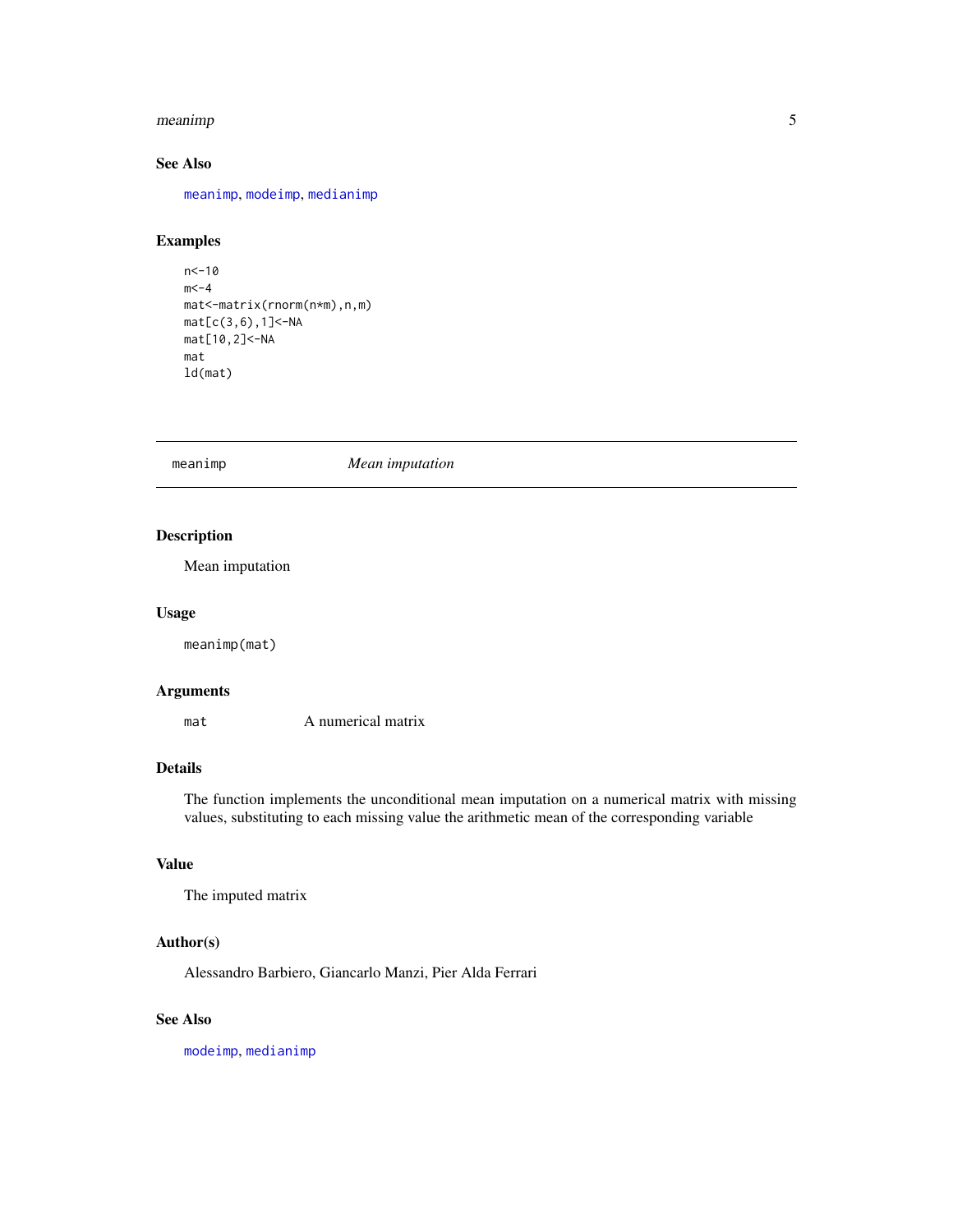### See Also

meanimp, modeimp, medianimp

### Examples

```
n<-10
m<-4
mat<-matrix(rnorm(n*m),n,m)
mat[c(3,6),1]<-NA
mat[10,2]<-NA
mat
ld(mat)
```

---

## meanimp — *Mean imputation*

---

### Description

Mean imputation

### Usage

```
meanimp(mat)
```

### Arguments

| | |
|---|---|
| mat | A numerical matrix |

### Details

The function implements the unconditional mean imputation on a numerical matrix with missing values, substituting to each missing value the arithmetic mean of the corresponding variable

### Value

The imputed matrix

### Author(s)

Alessandro Barbiero, Giancarlo Manzi, Pier Alda Ferrari

### See Also

modeimp, medianimp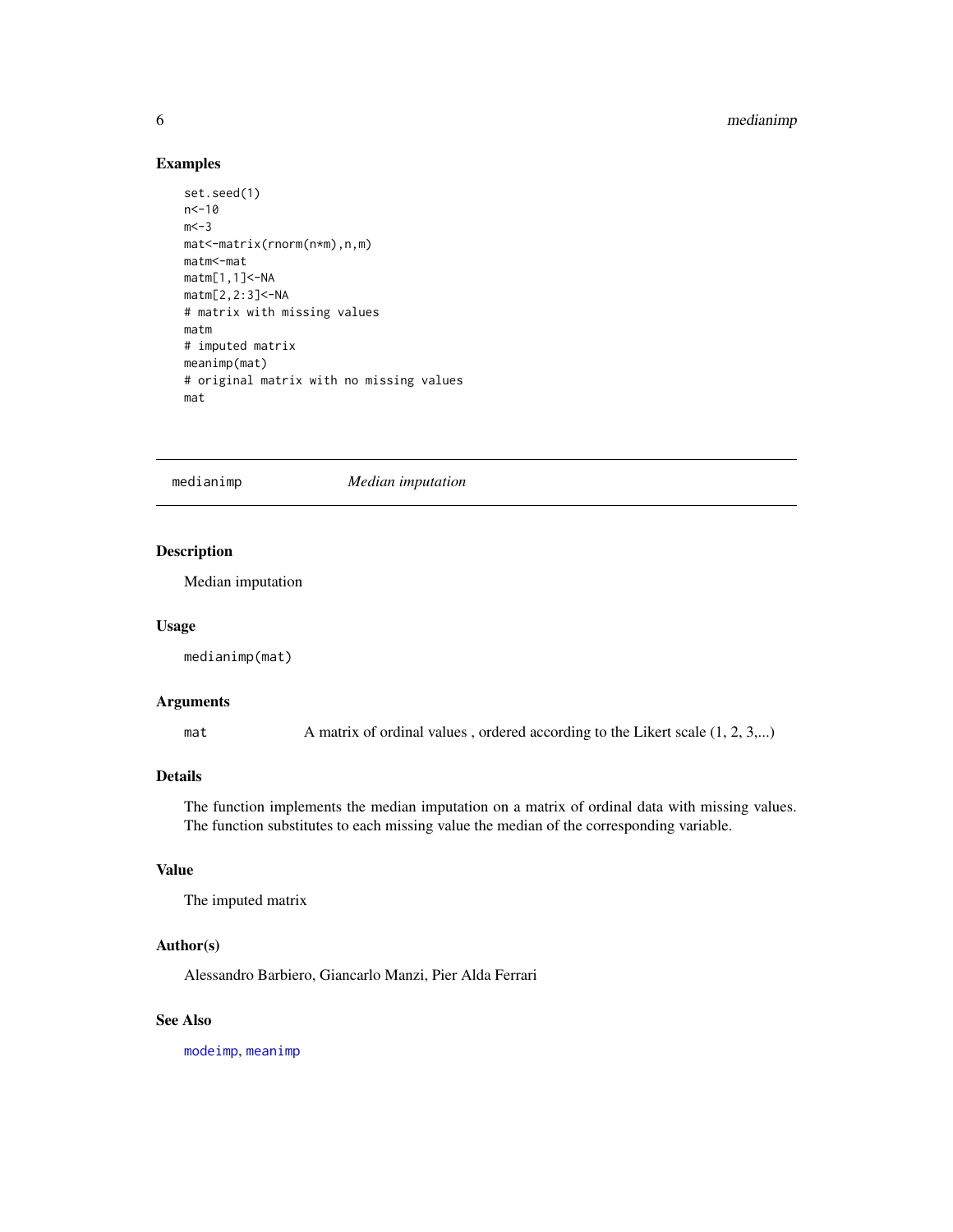### Examples

```
set.seed(1)
n<-10
m<-3
mat<-matrix(rnorm(n*m),n,m)
matm<-mat
matm[1,1]<-NA
matm[2,2:3]<-NA
# matrix with missing values
matm
# imputed matrix
meanimp(mat)
# original matrix with no missing values
mat
```

---

## medianimp *Median imputation*

---

### Description

Median imputation

### Usage

```
medianimp(mat)
```

### Arguments

| | |
|---|---|
| mat | A matrix of ordinal values , ordered according to the Likert scale (1, 2, 3,...) |

### Details

The function implements the median imputation on a matrix of ordinal data with missing values. The function substitutes to each missing value the median of the corresponding variable.

### Value

The imputed matrix

### Author(s)

Alessandro Barbiero, Giancarlo Manzi, Pier Alda Ferrari

### See Also

modeimp, meanimp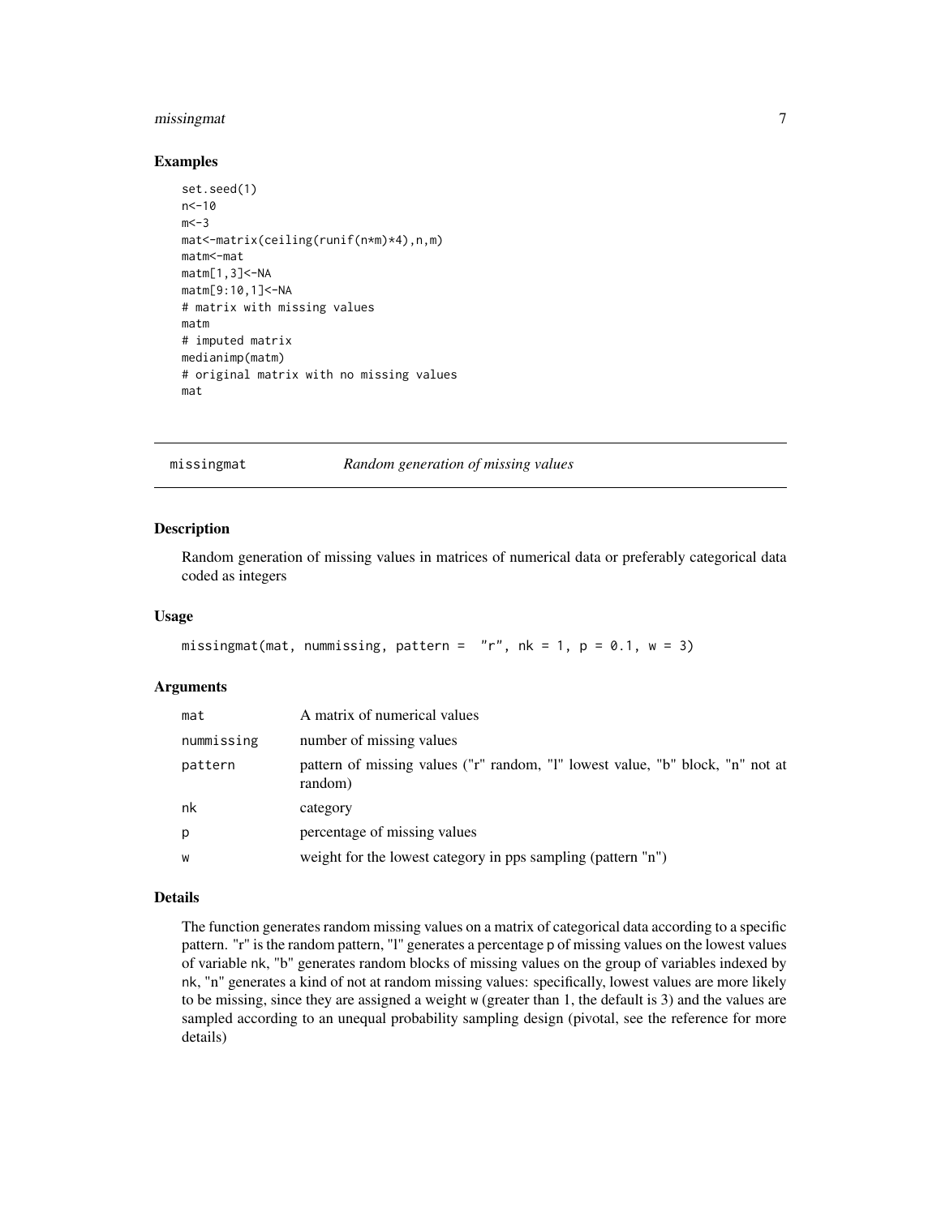### Examples

```
set.seed(1)
n<-10
m<-3
mat<-matrix(ceiling(runif(n*m)*4),n,m)
matm<-mat
matm[1,3]<-NA
matm[9:10,1]<-NA
# matrix with missing values
matm
# imputed matrix
medianimp(matm)
# original matrix with no missing values
mat
```

---

## missingmat — *Random generation of missing values*

---

### Description

Random generation of missing values in matrices of numerical data or preferably categorical data coded as integers

### Usage

```
missingmat(mat, nummissing, pattern =  "r", nk = 1, p = 0.1, w = 3)
```

### Arguments

| | |
|---|---|
| mat | A matrix of numerical values |
| nummissing | number of missing values |
| pattern | pattern of missing values ("r" random, "l" lowest value, "b" block, "n" not at random) |
| nk | category |
| p | percentage of missing values |
| w | weight for the lowest category in pps sampling (pattern "n") |

### Details

The function generates random missing values on a matrix of categorical data according to a specific pattern. "r" is the random pattern, "l" generates a percentage p of missing values on the lowest values of variable nk, "b" generates random blocks of missing values on the group of variables indexed by nk, "n" generates a kind of not at random missing values: specifically, lowest values are more likely to be missing, since they are assigned a weight w (greater than 1, the default is 3) and the values are sampled according to an unequal probability sampling design (pivotal, see the reference for more details)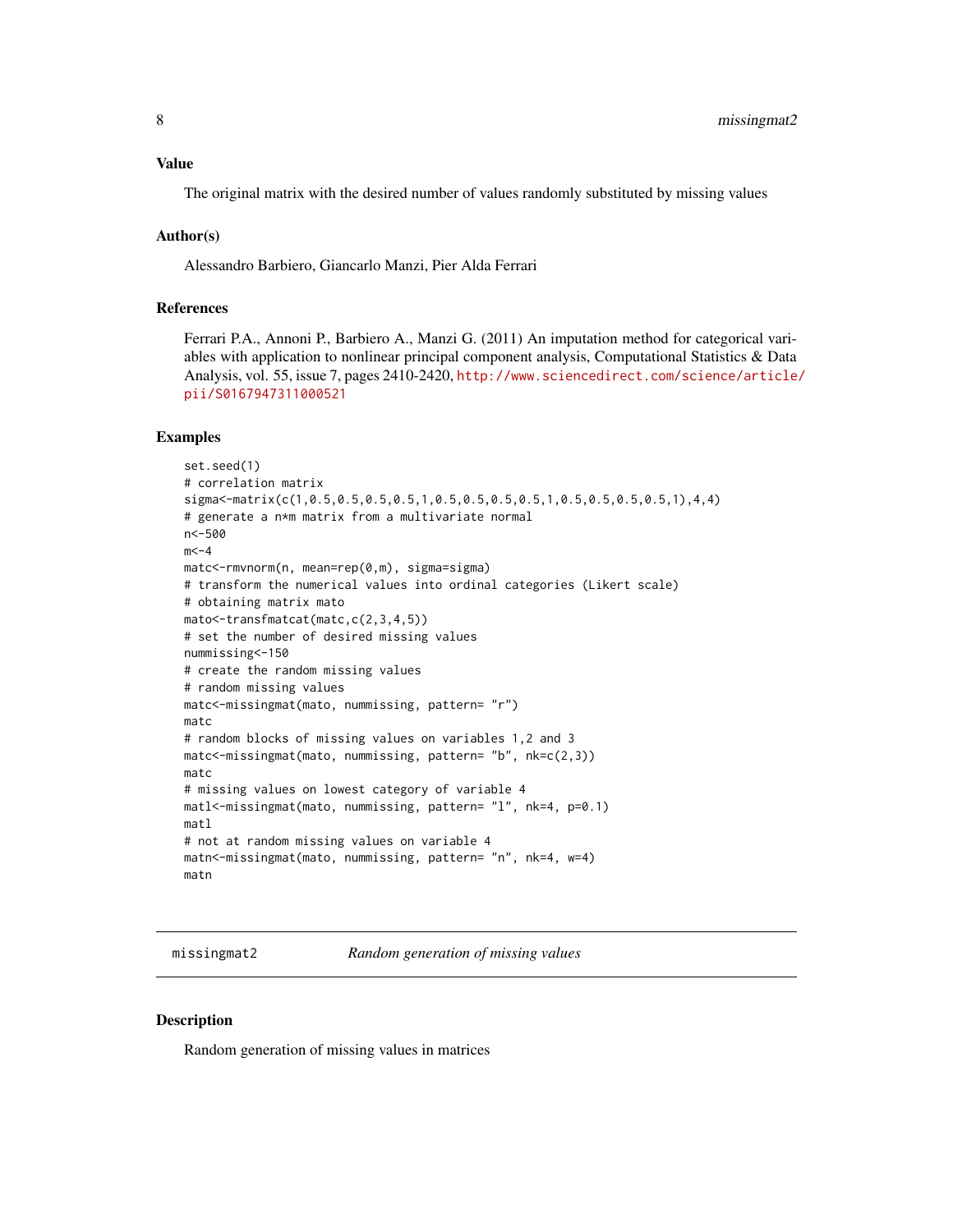### Value

The original matrix with the desired number of values randomly substituted by missing values

### Author(s)

Alessandro Barbiero, Giancarlo Manzi, Pier Alda Ferrari

### References

Ferrari P.A., Annoni P., Barbiero A., Manzi G. (2011) An imputation method for categorical variables with application to nonlinear principal component analysis, Computational Statistics & Data Analysis, vol. 55, issue 7, pages 2410-2420, http://www.sciencedirect.com/science/article/pii/S0167947311000521

### Examples

```
set.seed(1)
# correlation matrix
sigma<-matrix(c(1,0.5,0.5,0.5,0.5,1,0.5,0.5,0.5,0.5,1,0.5,0.5,0.5,0.5,1),4,4)
# generate a n*m matrix from a multivariate normal
n<-500
m<-4
matc<-rmvnorm(n, mean=rep(0,m), sigma=sigma)
# transform the numerical values into ordinal categories (Likert scale)
# obtaining matrix mato
mato<-transfmatcat(matc,c(2,3,4,5))
# set the number of desired missing values
nummissing<-150
# create the random missing values
# random missing values
matc<-missingmat(mato, nummissing, pattern= "r")
matc
# random blocks of missing values on variables 1,2 and 3
matc<-missingmat(mato, nummissing, pattern= "b", nk=c(2,3))
matc
# missing values on lowest category of variable 4
matl<-missingmat(mato, nummissing, pattern= "l", nk=4, p=0.1)
matl
# not at random missing values on variable 4
matn<-missingmat(mato, nummissing, pattern= "n", nk=4, w=4)
matn
```

---

## missingmat2 — *Random generation of missing values*

### Description

Random generation of missing values in matrices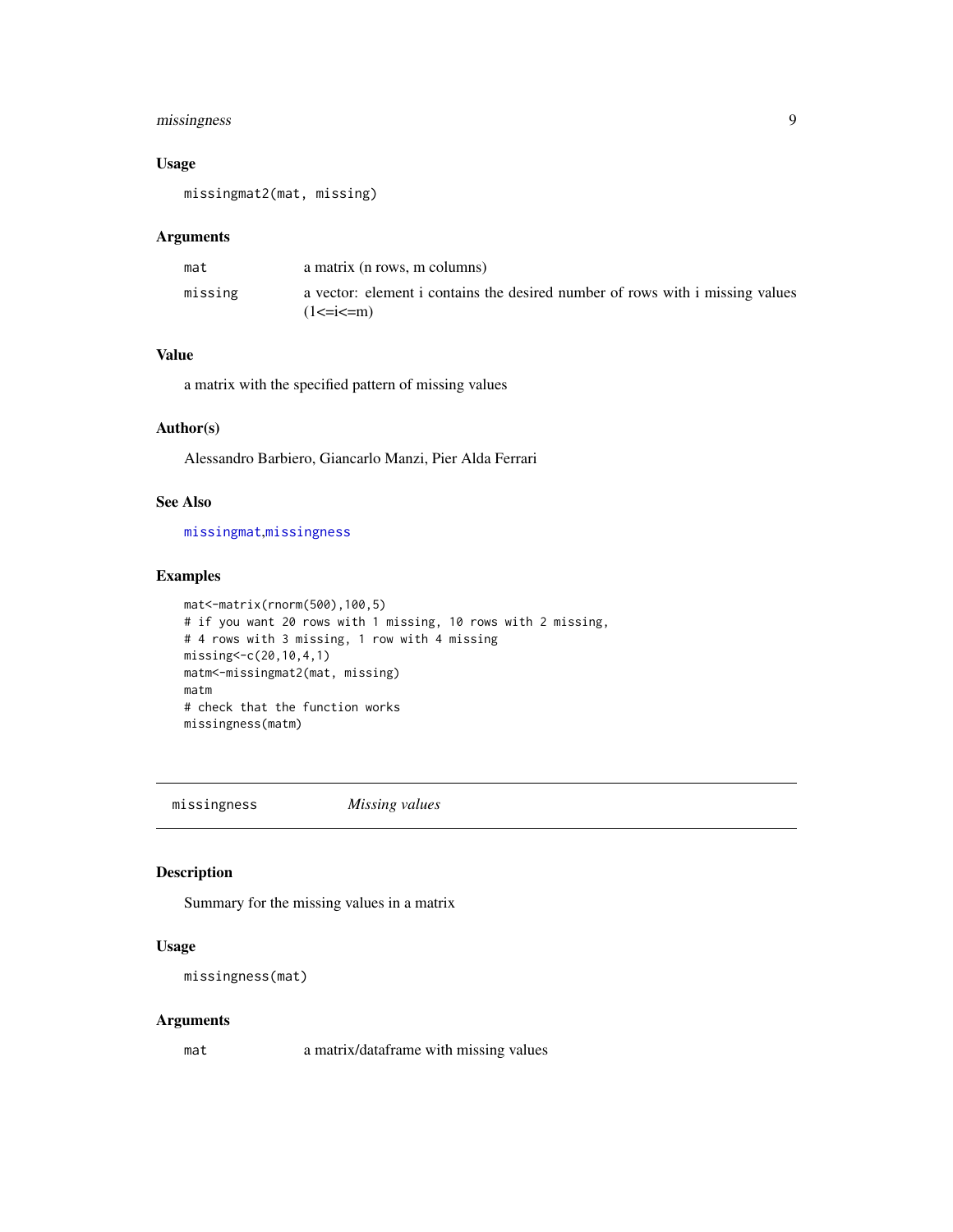### Usage

```
missingmat2(mat, missing)
```

### Arguments

| | |
|---|---|
| mat | a matrix (n rows, m columns) |
| missing | a vector: element i contains the desired number of rows with i missing values (1<=i<=m) |

### Value

a matrix with the specified pattern of missing values

### Author(s)

Alessandro Barbiero, Giancarlo Manzi, Pier Alda Ferrari

### See Also

missingmat,missingness

### Examples

```
mat<-matrix(rnorm(500),100,5)
# if you want 20 rows with 1 missing, 10 rows with 2 missing,
# 4 rows with 3 missing, 1 row with 4 missing
missing<-c(20,10,4,1)
matm<-missingmat2(mat, missing)
matm
# check that the function works
missingness(matm)
```

---

## missingness *Missing values*

---

### Description

Summary for the missing values in a matrix

### Usage

```
missingness(mat)
```

### Arguments

| | |
|---|---|
| mat | a matrix/dataframe with missing values |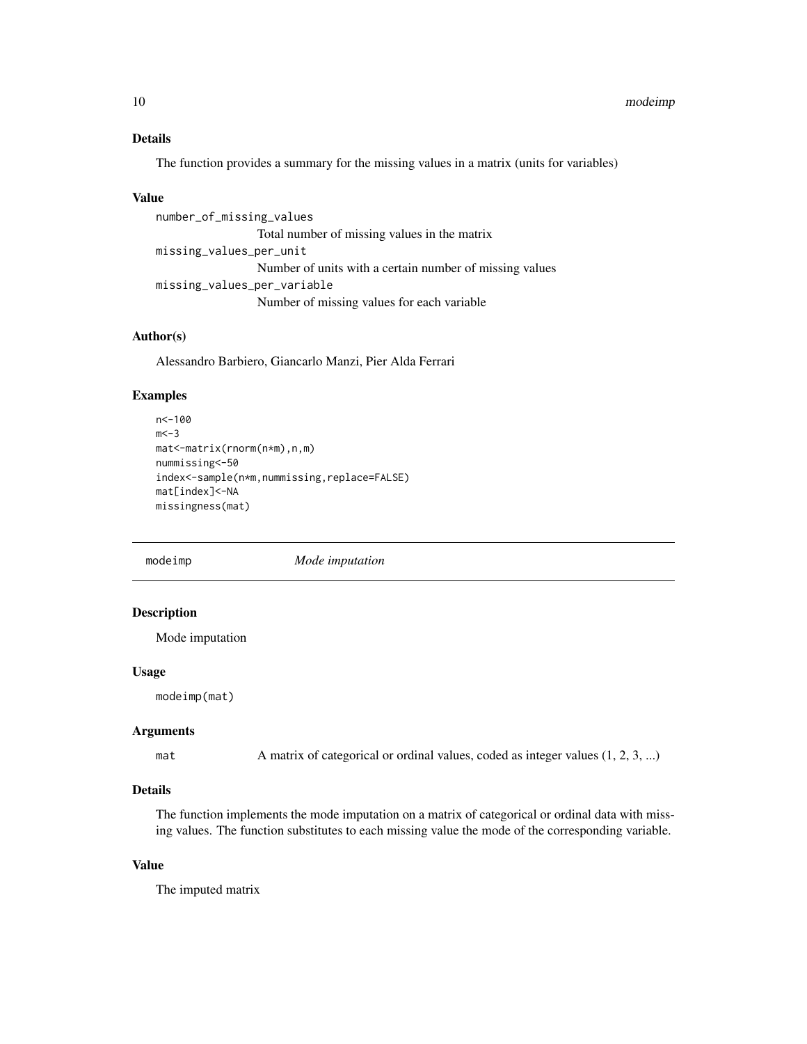### Details

The function provides a summary for the missing values in a matrix (units for variables)

### Value

number_of_missing_values
: Total number of missing values in the matrix

missing_values_per_unit
: Number of units with a certain number of missing values

missing_values_per_variable
: Number of missing values for each variable

### Author(s)

Alessandro Barbiero, Giancarlo Manzi, Pier Alda Ferrari

### Examples

```
n<-100
m<-3
mat<-matrix(rnorm(n*m),n,m)
nummissing<-50
index<-sample(n*m,nummissing,replace=FALSE)
mat[index]<-NA
missingness(mat)
```

---

## modeimp — *Mode imputation*

---

### Description

Mode imputation

### Usage

```
modeimp(mat)
```

### Arguments

| | |
|---|---|
| mat | A matrix of categorical or ordinal values, coded as integer values (1, 2, 3, ...) |

### Details

The function implements the mode imputation on a matrix of categorical or ordinal data with missing values. The function substitutes to each missing value the mode of the corresponding variable.

### Value

The imputed matrix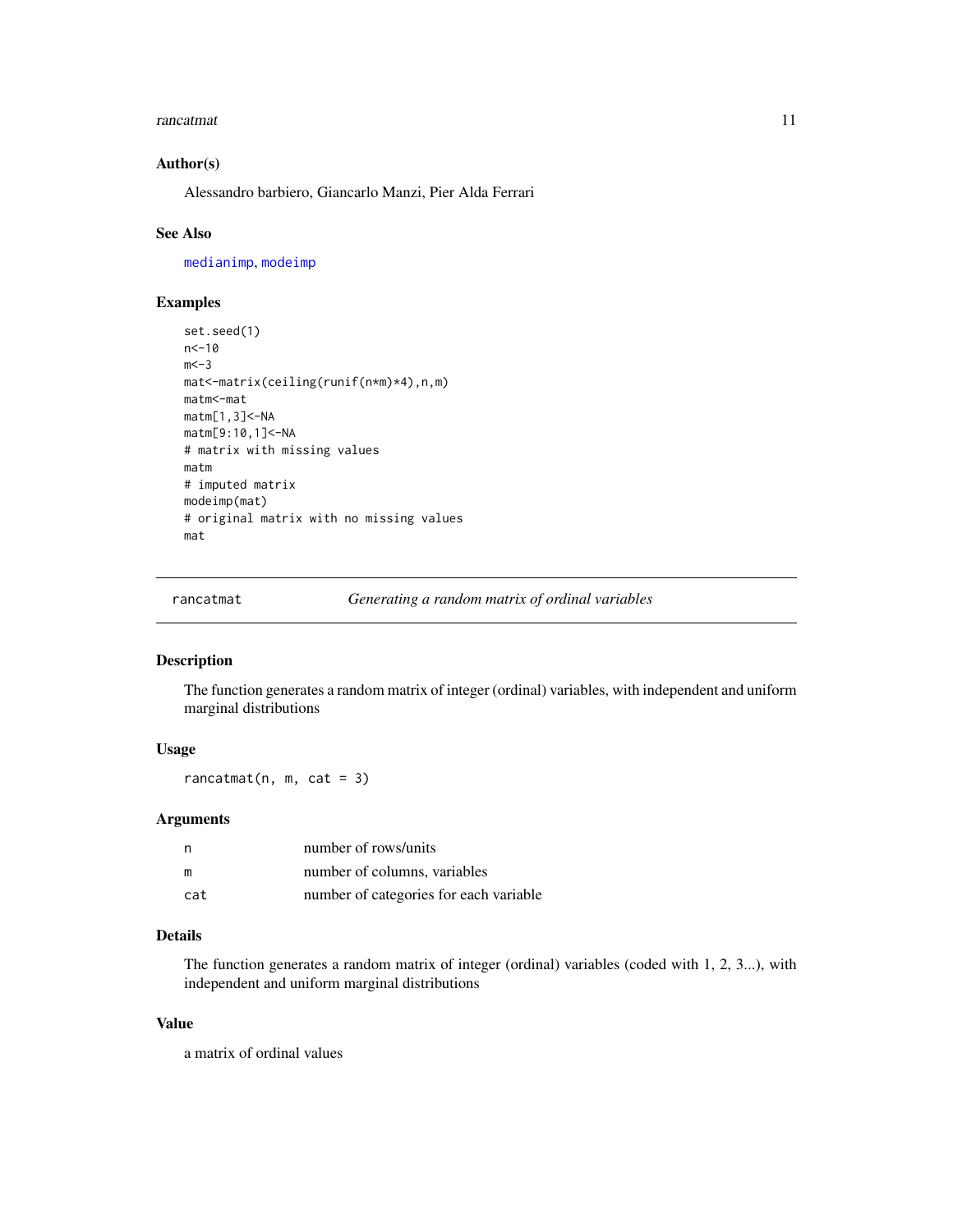### Author(s)

Alessandro barbiero, Giancarlo Manzi, Pier Alda Ferrari

### See Also

medianimp, modeimp

### Examples

```
set.seed(1)
n<-10
m<-3
mat<-matrix(ceiling(runif(n*m)*4),n,m)
matm<-mat
matm[1,3]<-NA
matm[9:10,1]<-NA
# matrix with missing values
matm
# imputed matrix
modeimp(mat)
# original matrix with no missing values
mat
```

---

## rancatmat — *Generating a random matrix of ordinal variables*

### Description

The function generates a random matrix of integer (ordinal) variables, with independent and uniform marginal distributions

### Usage

```
rancatmat(n, m, cat = 3)
```

### Arguments

| | |
|---|---|
| n | number of rows/units |
| m | number of columns, variables |
| cat | number of categories for each variable |

### Details

The function generates a random matrix of integer (ordinal) variables (coded with 1, 2, 3...), with independent and uniform marginal distributions

### Value

a matrix of ordinal values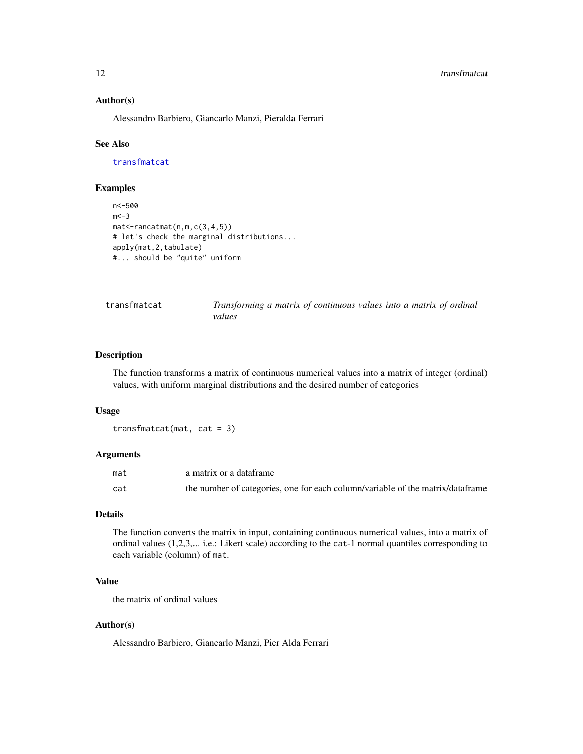### Author(s)

Alessandro Barbiero, Giancarlo Manzi, Pieralda Ferrari

### See Also

transfmatcat

### Examples

```
n<-500
m<-3
mat<-rancatmat(n,m,c(3,4,5))
# let's check the marginal distributions...
apply(mat,2,tabulate)
#... should be "quite" uniform
```

---

## transfmatcat — *Transforming a matrix of continuous values into a matrix of ordinal values*

---

### Description

The function transforms a matrix of continuous numerical values into a matrix of integer (ordinal) values, with uniform marginal distributions and the desired number of categories

### Usage

```
transfmatcat(mat, cat = 3)
```

### Arguments

| | |
|---|---|
| mat | a matrix or a dataframe |
| cat | the number of categories, one for each column/variable of the matrix/dataframe |

### Details

The function converts the matrix in input, containing continuous numerical values, into a matrix of ordinal values (1,2,3,... i.e.: Likert scale) according to the cat-1 normal quantiles corresponding to each variable (column) of mat.

### Value

the matrix of ordinal values

### Author(s)

Alessandro Barbiero, Giancarlo Manzi, Pier Alda Ferrari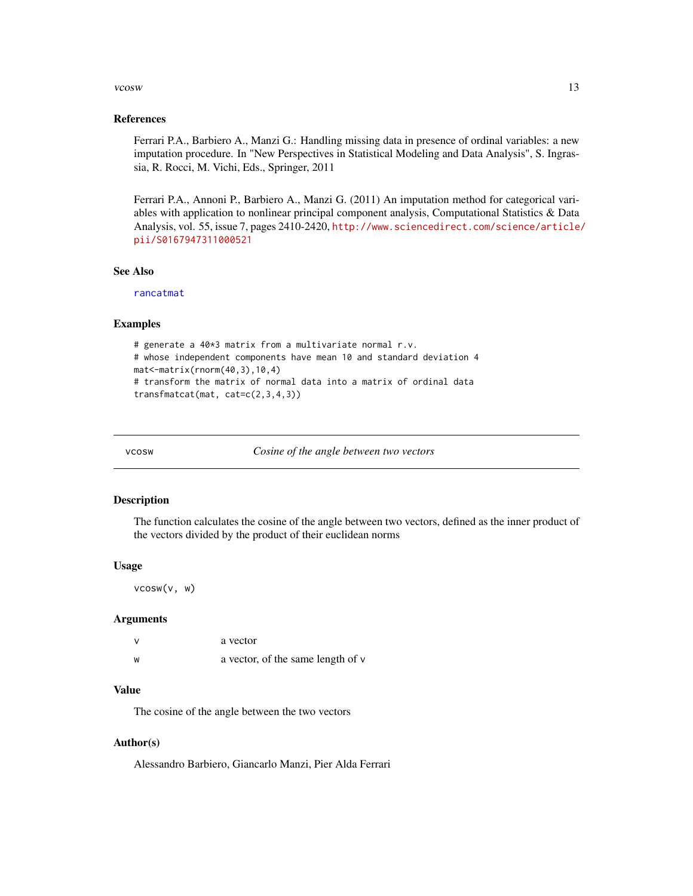### References

Ferrari P.A., Barbiero A., Manzi G.: Handling missing data in presence of ordinal variables: a new imputation procedure. In "New Perspectives in Statistical Modeling and Data Analysis", S. Ingrassia, R. Rocci, M. Vichi, Eds., Springer, 2011

Ferrari P.A., Annoni P., Barbiero A., Manzi G. (2011) An imputation method for categorical variables with application to nonlinear principal component analysis, Computational Statistics & Data Analysis, vol. 55, issue 7, pages 2410-2420, http://www.sciencedirect.com/science/article/pii/S0167947311000521

### See Also

rancatmat

### Examples

```
# generate a 40*3 matrix from a multivariate normal r.v.
# whose independent components have mean 10 and standard deviation 4
mat<-matrix(rnorm(40,3),10,4)
# transform the matrix of normal data into a matrix of ordinal data
transfmatcat(mat, cat=c(2,3,4,3))
```

---

## vcosw *Cosine of the angle between two vectors*

### Description

The function calculates the cosine of the angle between two vectors, defined as the inner product of the vectors divided by the product of their euclidean norms

### Usage

```
vcosw(v, w)
```

### Arguments

| | |
|---|---|
| v | a vector |
| w | a vector, of the same length of v |

### Value

The cosine of the angle between the two vectors

### Author(s)

Alessandro Barbiero, Giancarlo Manzi, Pier Alda Ferrari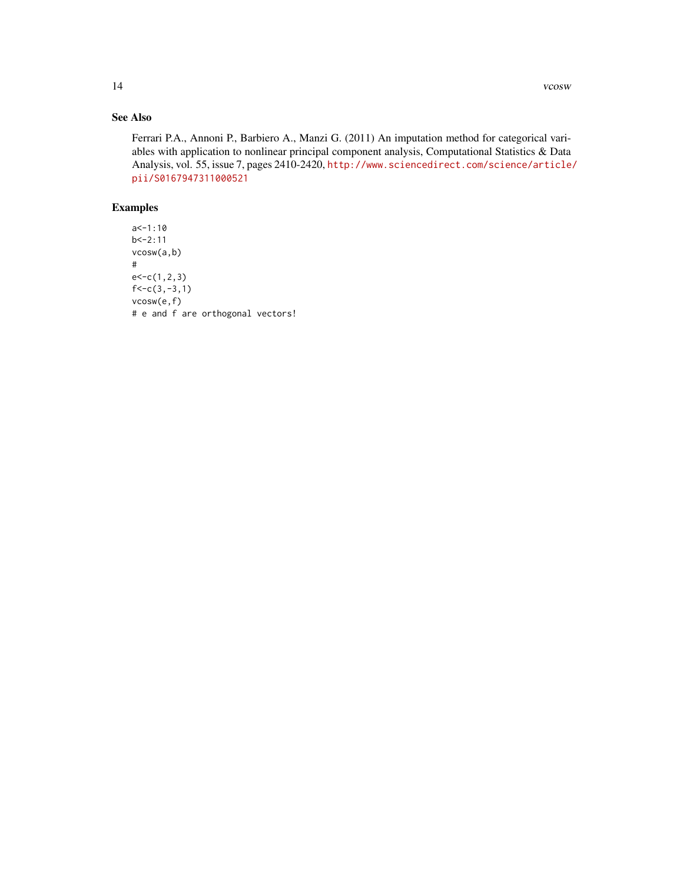## See Also

Ferrari P.A., Annoni P., Barbiero A., Manzi G. (2011) An imputation method for categorical variables with application to nonlinear principal component analysis, Computational Statistics & Data Analysis, vol. 55, issue 7, pages 2410-2420, http://www.sciencedirect.com/science/article/pii/S0167947311000521

## Examples

```
a<-1:10
b<-2:11
vcosw(a,b)
#
e<-c(1,2,3)
f<-c(3,-3,1)
vcosw(e,f)
# e and f are orthogonal vectors!
```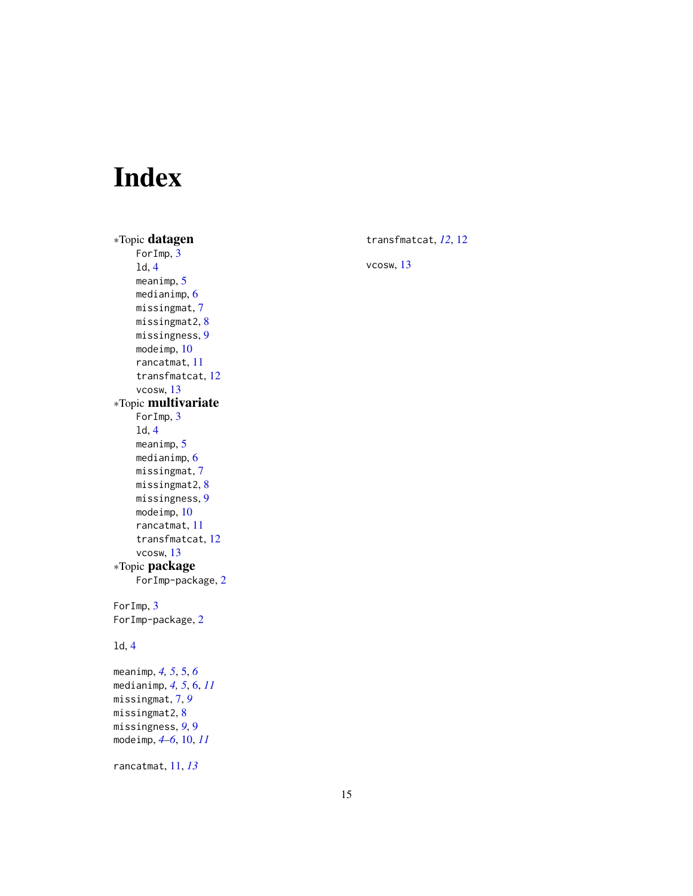# Index

*Topic **datagen**
- ForImp, 3
- ld, 4
- meanimp, 5
- medianimp, 6
- missingmat, 7
- missingmat2, 8
- missingness, 9
- modeimp, 10
- rancatmat, 11
- transfmatcat, 12
- vcosw, 13

*Topic **multivariate**
- ForImp, 3
- ld, 4
- meanimp, 5
- medianimp, 6
- missingmat, 7
- missingmat2, 8
- missingness, 9
- modeimp, 10
- rancatmat, 11
- transfmatcat, 12
- vcosw, 13

*Topic **package**
- ForImp-package, 2

ForImp, 3
ForImp-package, 2

ld, 4

meanimp, *4, 5*, 5, *6*
medianimp, *4, 5*, 6, *11*
missingmat, 7, *9*
missingmat2, 8
missingness, *9*, 9
modeimp, *4–6*, 10, *11*

rancatmat, 11, *13*

transfmatcat, *12*, 12

vcosw, 13